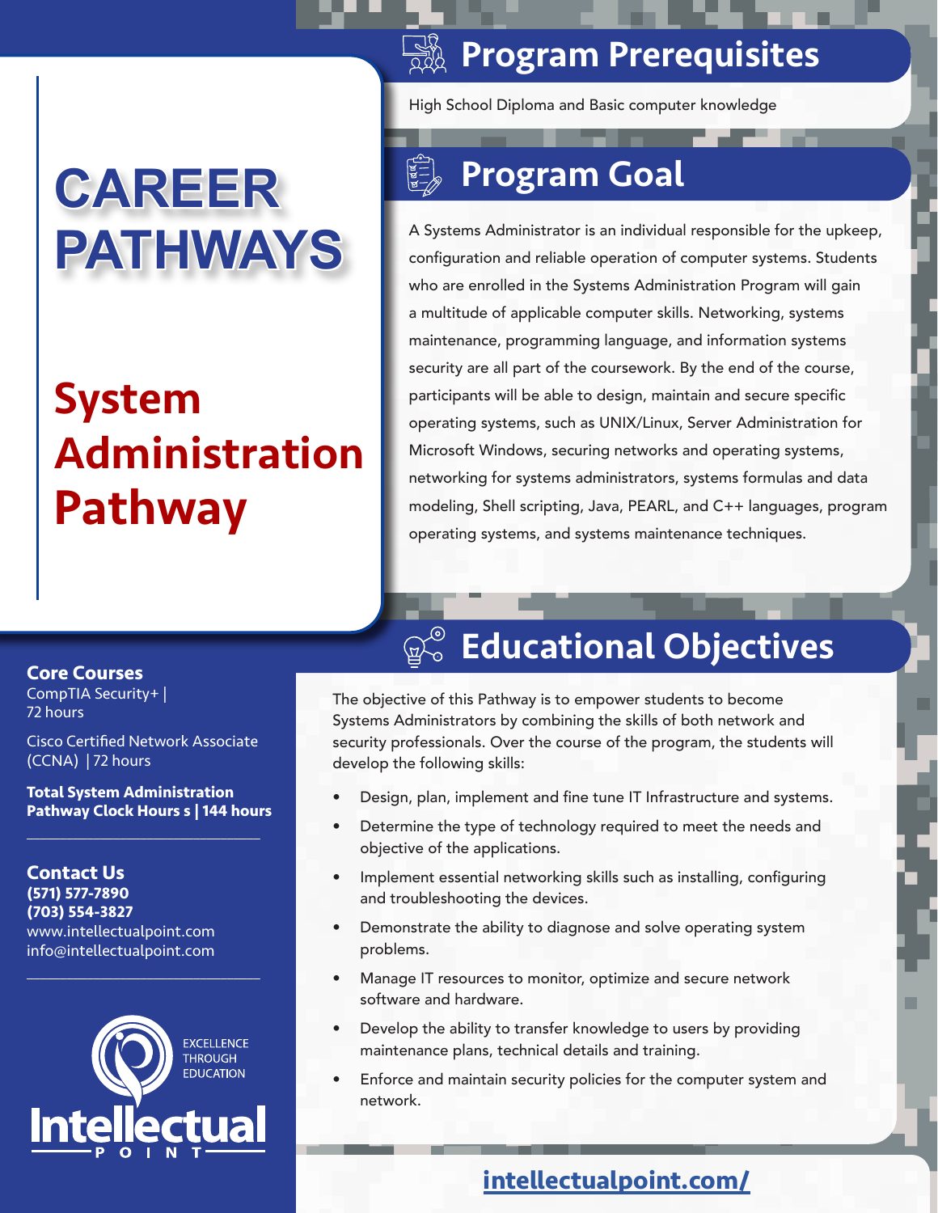# CAREER PATHWAYS

# System Administration Pathway

## Program Prerequisites

High School Diploma and Basic computer knowledge

## Program Goal

A Systems Administrator is an individual responsible for the upkeep, configuration and reliable operation of computer systems. Students who are enrolled in the Systems Administration Program will gain a multitude of applicable computer skills. Networking, systems maintenance, programming language, and information systems security are all part of the coursework. By the end of the course, participants will be able to design, maintain and secure specific operating systems, such as UNIX/Linux, Server Administration for Microsoft Windows, securing networks and operating systems, networking for systems administrators, systems formulas and data modeling, Shell scripting, Java, PEARL, and C++ languages, program operating systems, and systems maintenance techniques.

## Educational Objectives

The objective of this Pathway is to empower students to become Systems Administrators by combining the skills of both network and security professionals. Over the course of the program, the students will develop the following skills:

- Design, plan, implement and fine tune IT Infrastructure and systems.
- Determine the type of technology required to meet the needs and objective of the applications.
- Implement essential networking skills such as installing, configuring and troubleshooting the devices.
- Demonstrate the ability to diagnose and solve operating system problems.
- Manage IT resources to monitor, optimize and secure network software and hardware.
- Develop the ability to transfer knowledge to users by providing maintenance plans, technical details and training.
- Enforce and maintain security policies for the computer system and network.

### Core Courses

CompTIA Security+ | 72 hours

Cisco Certified Network Associate (CCNA) | 72 hours

**Total System Administration Pathway Clock Hours s | 144 hours**

### Contact Us

**(571) 577-7890**
**(703) 554-3827**
www.intellectualpoint.com
info@intellectualpoint.com

EXCELLENCE THROUGH EDUCATION

Intellectual POINT

intellectualpoint.com/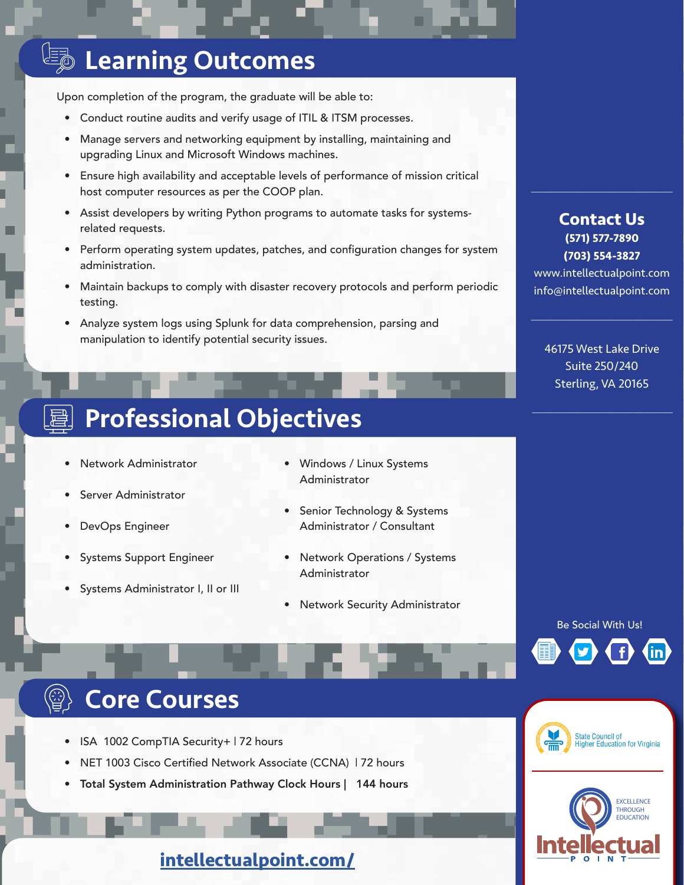## Learning Outcomes

Upon completion of the program, the graduate will be able to:

- Conduct routine audits and verify usage of ITIL & ITSM processes.
- Manage servers and networking equipment by installing, maintaining and upgrading Linux and Microsoft Windows machines.
- Ensure high availability and acceptable levels of performance of mission critical host computer resources as per the COOP plan.
- Assist developers by writing Python programs to automate tasks for systems-related requests.
- Perform operating system updates, patches, and configuration changes for system administration.
- Maintain backups to comply with disaster recovery protocols and perform periodic testing.
- Analyze system logs using Splunk for data comprehension, parsing and manipulation to identify potential security issues.

## Professional Objectives

- Network Administrator
- Server Administrator
- DevOps Engineer
- Systems Support Engineer
- Systems Administrator I, II or III
- Windows / Linux Systems Administrator
- Senior Technology & Systems Administrator / Consultant
- Network Operations / Systems Administrator
- Network Security Administrator

## Core Courses

- ISA 1002 CompTIA Security+ | 72 hours
- NET 1003 Cisco Certified Network Associate (CCNA) | 72 hours
- **Total System Administration Pathway Clock Hours | 144 hours**

**intellectualpoint.com/**

## Contact Us

**(571) 577-7890**
**(703) 554-3827**
www.intellectualpoint.com
info@intellectualpoint.com

46175 West Lake Drive
Suite 250/240
Sterling, VA 20165

Be Social With Us!

State Council of Higher Education for Virginia

EXCELLENCE THROUGH EDUCATION

Intellectual Point